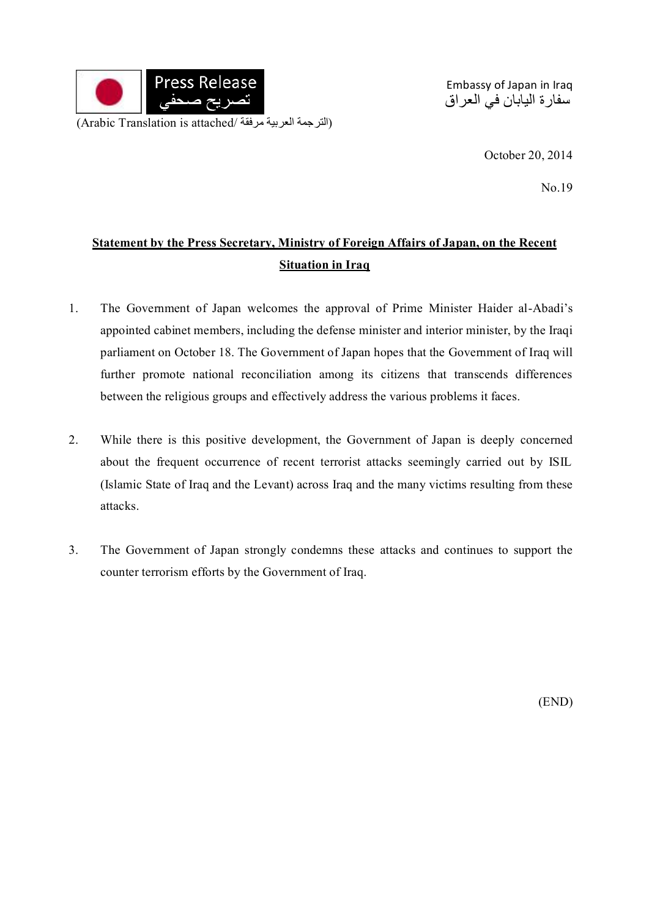Press Release
تصريح صحفي

(Arabic Translation is attached/ الترجمة العربية مرفقة)

Embassy of Japan in Iraq
سفارة اليابان في العراق

October 20, 2014

No.19

## Statement by the Press Secretary, Ministry of Foreign Affairs of Japan, on the Recent Situation in Iraq

1. The Government of Japan welcomes the approval of Prime Minister Haider al-Abadi's appointed cabinet members, including the defense minister and interior minister, by the Iraqi parliament on October 18. The Government of Japan hopes that the Government of Iraq will further promote national reconciliation among its citizens that transcends differences between the religious groups and effectively address the various problems it faces.

2. While there is this positive development, the Government of Japan is deeply concerned about the frequent occurrence of recent terrorist attacks seemingly carried out by ISIL (Islamic State of Iraq and the Levant) across Iraq and the many victims resulting from these attacks.

3. The Government of Japan strongly condemns these attacks and continues to support the counter terrorism efforts by the Government of Iraq.

(END)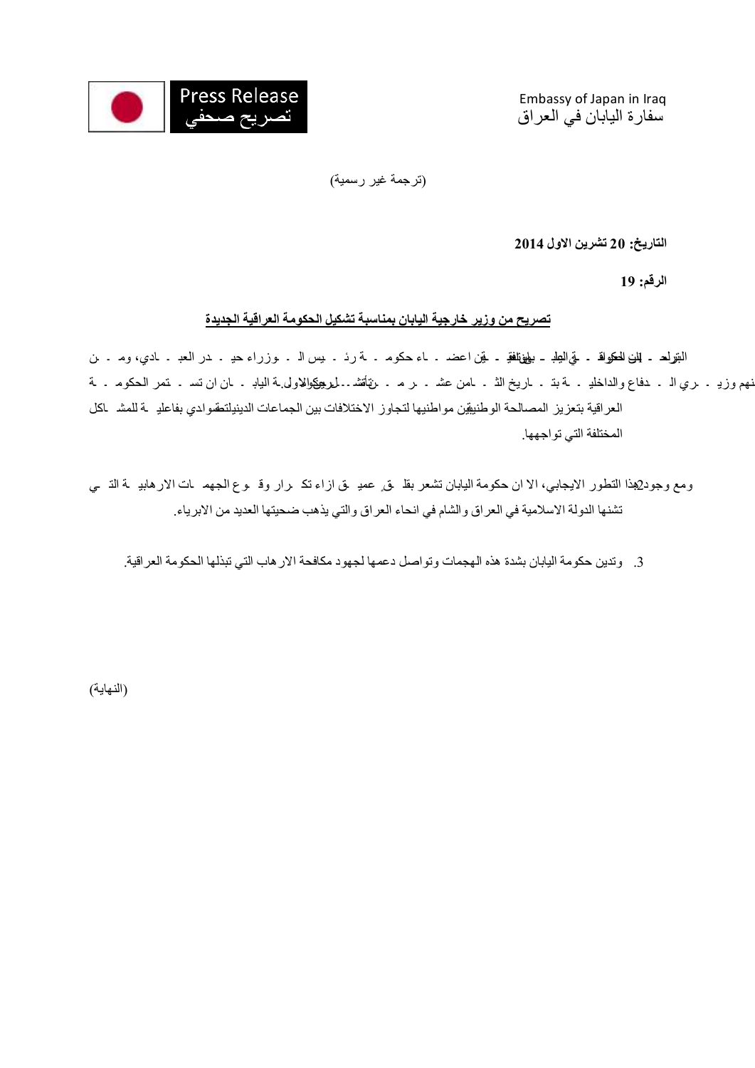Press Release
تصريح صحفي

Embassy of Japan in Iraq
سفارة اليابان في العراق

(ترجمة غير رسمية)

**التاريخ: 20 تشرين الاول 2014**

**الرقم: 19**

**تصريح من وزير خارجية اليابان بمناسبة تشكيل الحكومة العراقية الجديدة**

1. بموافقة البرلمان العراقي على تعيين اعضاء حكومة رئيس الوزراء حيدر العبادي، ومن ضمنهم وزيري الدفاع والداخلية بتاريخ الثامن عشر من تشرين الاول، ترحب حكومة اليابان وتأمل ان تستمر الحكومة العراقية بتعزيز المصالحة الوطنية بين مواطنيها لتجاوز الاختلافات بين الجماعات الدينية والتصدي بفاعلية للمشاكل المختلفة التي تواجهها.

2. ومع وجود هذا التطور الايجابي، الا ان حكومة اليابان تشعر بقلق عميق ازاء تكرار وقوع الهجمات الارهابية التي تشنها الدولة الاسلامية في العراق والشام في انحاء العراق والتي يذهب ضحيتها العديد من الابرياء.

3. وتدين حكومة اليابان بشدة هذه الهجمات وتواصل دعمها لجهود مكافحة الارهاب التي تبذلها الحكومة العراقية.

(النهاية)